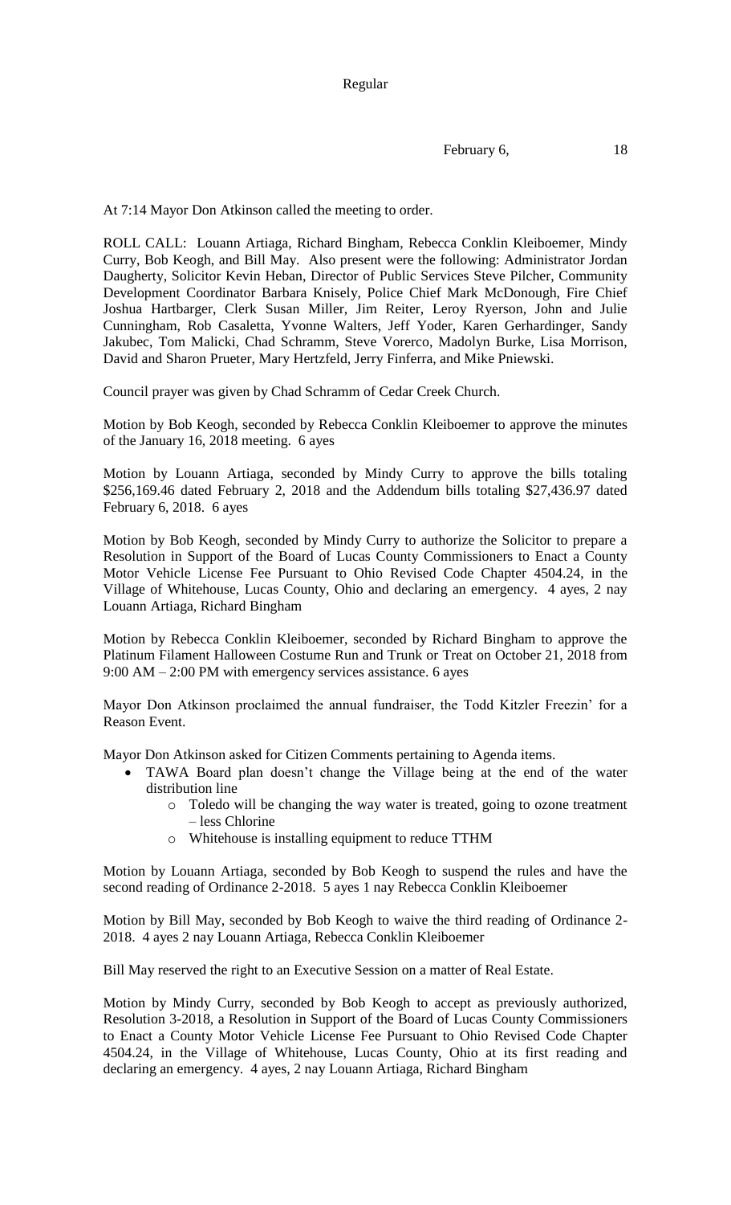Regular

February 6, 18

At 7:14 Mayor Don Atkinson called the meeting to order.

ROLL CALL: Louann Artiaga, Richard Bingham, Rebecca Conklin Kleiboemer, Mindy Curry, Bob Keogh, and Bill May. Also present were the following: Administrator Jordan Daugherty, Solicitor Kevin Heban, Director of Public Services Steve Pilcher, Community Development Coordinator Barbara Knisely, Police Chief Mark McDonough, Fire Chief Joshua Hartbarger, Clerk Susan Miller, Jim Reiter, Leroy Ryerson, John and Julie Cunningham, Rob Casaletta, Yvonne Walters, Jeff Yoder, Karen Gerhardinger, Sandy Jakubec, Tom Malicki, Chad Schramm, Steve Vorerco, Madolyn Burke, Lisa Morrison, David and Sharon Prueter, Mary Hertzfeld, Jerry Finferra, and Mike Pniewski.

Council prayer was given by Chad Schramm of Cedar Creek Church.

Motion by Bob Keogh, seconded by Rebecca Conklin Kleiboemer to approve the minutes of the January 16, 2018 meeting. 6 ayes

Motion by Louann Artiaga, seconded by Mindy Curry to approve the bills totaling $256,169.46 dated February 2, 2018 and the Addendum bills totaling $27,436.97 dated February 6, 2018. 6 ayes

Motion by Bob Keogh, seconded by Mindy Curry to authorize the Solicitor to prepare a Resolution in Support of the Board of Lucas County Commissioners to Enact a County Motor Vehicle License Fee Pursuant to Ohio Revised Code Chapter 4504.24, in the Village of Whitehouse, Lucas County, Ohio and declaring an emergency. 4 ayes, 2 nay Louann Artiaga, Richard Bingham

Motion by Rebecca Conklin Kleiboemer, seconded by Richard Bingham to approve the Platinum Filament Halloween Costume Run and Trunk or Treat on October 21, 2018 from 9:00 AM – 2:00 PM with emergency services assistance. 6 ayes

Mayor Don Atkinson proclaimed the annual fundraiser, the Todd Kitzler Freezin' for a Reason Event.

Mayor Don Atkinson asked for Citizen Comments pertaining to Agenda items.

- TAWA Board plan doesn't change the Village being at the end of the water distribution line
  - Toledo will be changing the way water is treated, going to ozone treatment – less Chlorine
  - Whitehouse is installing equipment to reduce TTHM

Motion by Louann Artiaga, seconded by Bob Keogh to suspend the rules and have the second reading of Ordinance 2-2018. 5 ayes 1 nay Rebecca Conklin Kleiboemer

Motion by Bill May, seconded by Bob Keogh to waive the third reading of Ordinance 2-2018. 4 ayes 2 nay Louann Artiaga, Rebecca Conklin Kleiboemer

Bill May reserved the right to an Executive Session on a matter of Real Estate.

Motion by Mindy Curry, seconded by Bob Keogh to accept as previously authorized, Resolution 3-2018, a Resolution in Support of the Board of Lucas County Commissioners to Enact a County Motor Vehicle License Fee Pursuant to Ohio Revised Code Chapter 4504.24, in the Village of Whitehouse, Lucas County, Ohio at its first reading and declaring an emergency. 4 ayes, 2 nay Louann Artiaga, Richard Bingham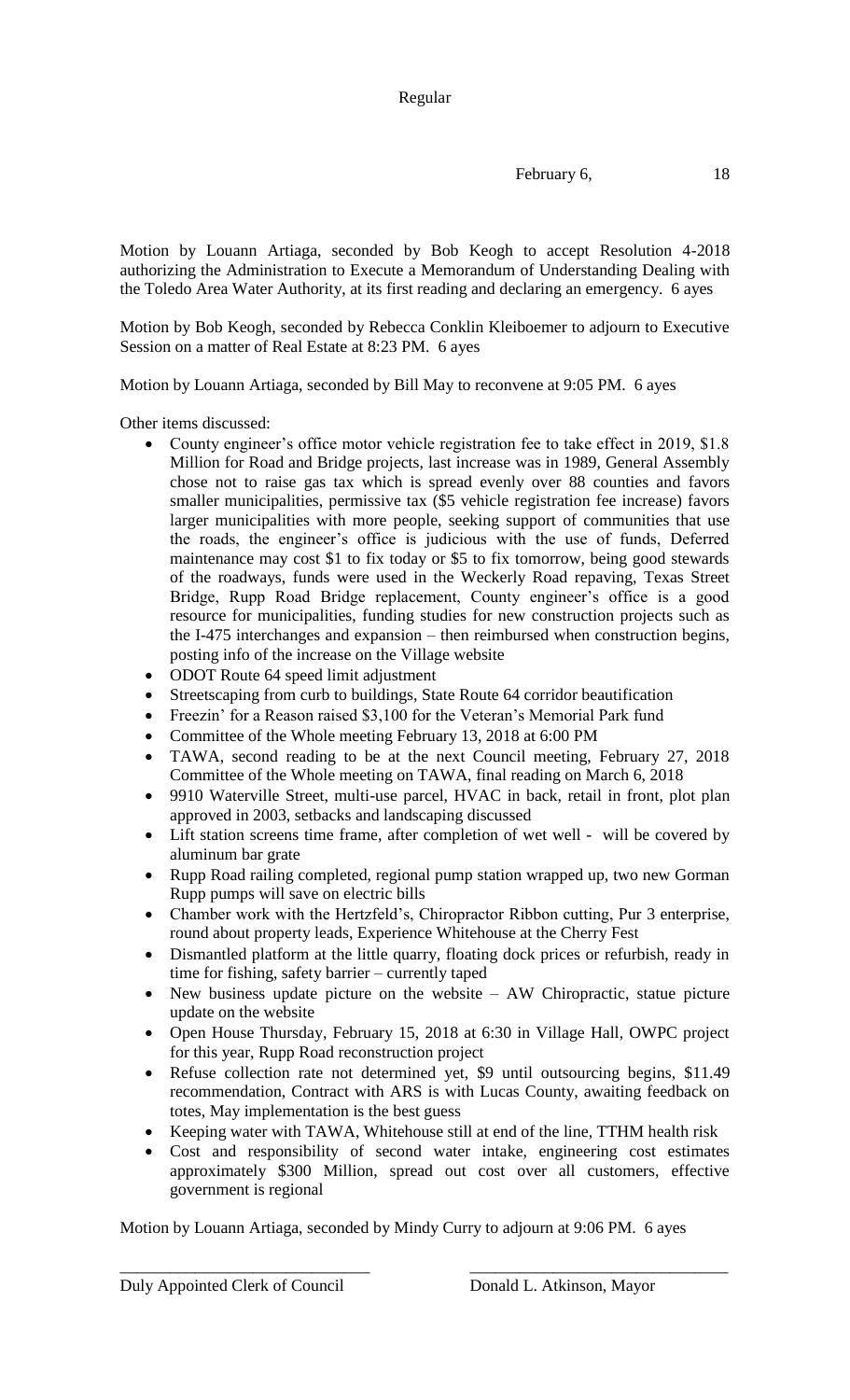Motion by Louann Artiaga, seconded by Bob Keogh to accept Resolution 4-2018 authorizing the Administration to Execute a Memorandum of Understanding Dealing with the Toledo Area Water Authority, at its first reading and declaring an emergency. 6 ayes

Motion by Bob Keogh, seconded by Rebecca Conklin Kleiboemer to adjourn to Executive Session on a matter of Real Estate at 8:23 PM. 6 ayes

Motion by Louann Artiaga, seconded by Bill May to reconvene at 9:05 PM. 6 ayes

Other items discussed:

- County engineer's office motor vehicle registration fee to take effect in 2019, $1.8 Million for Road and Bridge projects, last increase was in 1989, General Assembly chose not to raise gas tax which is spread evenly over 88 counties and favors smaller municipalities, permissive tax ($5 vehicle registration fee increase) favors larger municipalities with more people, seeking support of communities that use the roads, the engineer's office is judicious with the use of funds, Deferred maintenance may cost $1 to fix today or $5 to fix tomorrow, being good stewards of the roadways, funds were used in the Weckerly Road repaving, Texas Street Bridge, Rupp Road Bridge replacement, County engineer's office is a good resource for municipalities, funding studies for new construction projects such as the I-475 interchanges and expansion – then reimbursed when construction begins, posting info of the increase on the Village website
- ODOT Route 64 speed limit adjustment
- Streetscaping from curb to buildings, State Route 64 corridor beautification
- Freezin' for a Reason raised $3,100 for the Veteran's Memorial Park fund
- Committee of the Whole meeting February 13, 2018 at 6:00 PM
- TAWA, second reading to be at the next Council meeting, February 27, 2018 Committee of the Whole meeting on TAWA, final reading on March 6, 2018
- 9910 Waterville Street, multi-use parcel, HVAC in back, retail in front, plot plan approved in 2003, setbacks and landscaping discussed
- Lift station screens time frame, after completion of wet well - will be covered by aluminum bar grate
- Rupp Road railing completed, regional pump station wrapped up, two new Gorman Rupp pumps will save on electric bills
- Chamber work with the Hertzfeld's, Chiropractor Ribbon cutting, Pur 3 enterprise, round about property leads, Experience Whitehouse at the Cherry Fest
- Dismantled platform at the little quarry, floating dock prices or refurbish, ready in time for fishing, safety barrier – currently taped
- New business update picture on the website – AW Chiropractic, statue picture update on the website
- Open House Thursday, February 15, 2018 at 6:30 in Village Hall, OWPC project for this year, Rupp Road reconstruction project
- Refuse collection rate not determined yet, $9 until outsourcing begins, $11.49 recommendation, Contract with ARS is with Lucas County, awaiting feedback on totes, May implementation is the best guess
- Keeping water with TAWA, Whitehouse still at end of the line, TTHM health risk
- Cost and responsibility of second water intake, engineering cost estimates approximately $300 Million, spread out cost over all customers, effective government is regional

Motion by Louann Artiaga, seconded by Mindy Curry to adjourn at 9:06 PM. 6 ayes

_______________________________ &nbsp;&nbsp;&nbsp;&nbsp; _______________________________

Duly Appointed Clerk of Council &nbsp;&nbsp;&nbsp;&nbsp; Donald L. Atkinson, Mayor